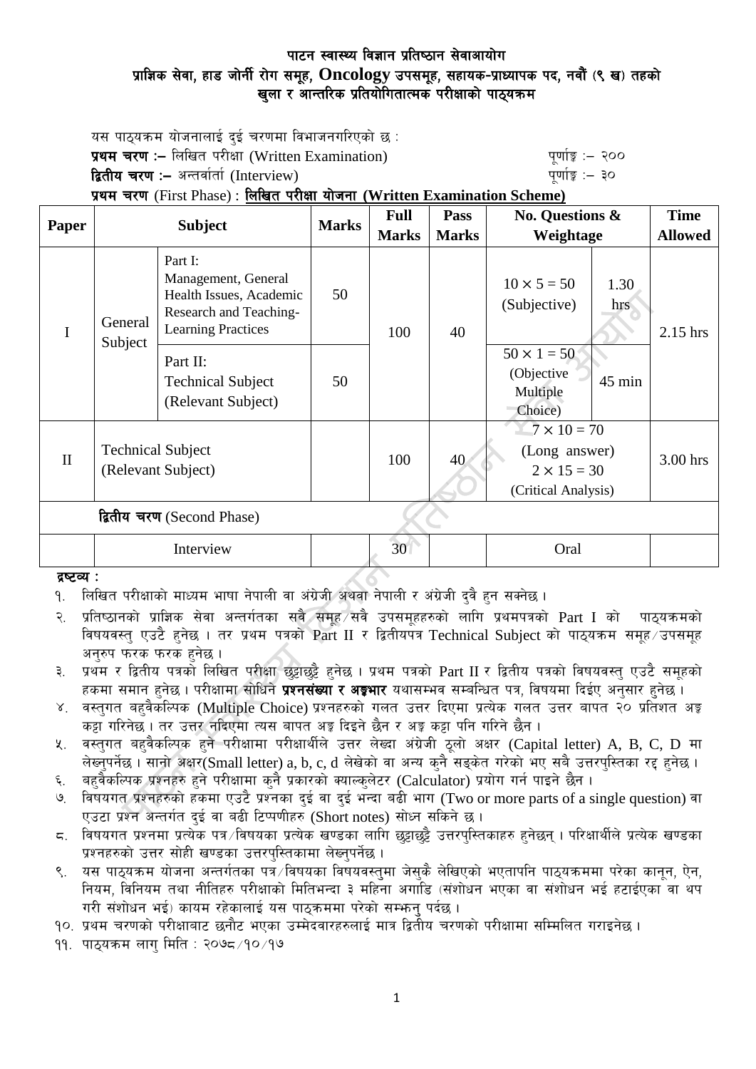# पाटन स्वास्थ्य विज्ञान प्रतिष्ठान सेवाआयोग

## प्राज्ञिक सेवा, हाड जोर्नी रोग समूह, Oncology उपसमूह, सहायक-प्राध्यापक पद, नवौं (९ ख) तहको खुला र आन्तरिक प्रतियोगितात्मक परीक्षाको पाठ्यक्रम

यस पाठ्यक्रम योजनालाई दुई चरणमा विभाजनगरिएको छ :

**प्रथम चरण :–** लिखित परीक्षा (Written Examination) पूर्णाङ्क :– २००

**द्वितीय चरण :–** अन्तर्वार्ता (Interview) पूर्णाङ्क :– ३०

**प्रथम चरण** (First Phase) : **लिखित परीक्षा योजना (Written Examination Scheme)**

| Paper | Subject | | Marks | Full Marks | Pass Marks | No. Questions & Weightage | | Time Allowed |
|---|---|---|---|---|---|---|---|---|
| I | General Subject | Part I: Management, General Health Issues, Academic Research and Teaching-Learning Practices | 50 | 100 | 40 | 10 × 5 = 50 (Subjective) | 1.30 hrs | 2.15 hrs |
| | | Part II: Technical Subject (Relevant Subject) | 50 | | | 50 × 1 = 50 (Objective Multiple Choice) | 45 min | |
| II | Technical Subject (Relevant Subject) | | | 100 | 40 | 7 × 10 = 70 (Long answer) 2 × 15 = 30 (Critical Analysis) | | 3.00 hrs |
| **द्वितीय चरण** (Second Phase) | | | | | | | | |
| | Interview | | | 30 | | Oral | | |

**द्रष्टव्य :**

१. लिखित परीक्षाको माध्यम भाषा नेपाली वा अंग्रेजी अथवा नेपाली र अंग्रेजी दुवै हुन सक्नेछ ।

२. प्रतिष्ठानको प्राज्ञिक सेवा अन्तर्गतका सवै समूह/सवै उपसमूहहरुको लागि प्रथमपत्रको Part I को पाठ्यक्रमको विषयवस्तु एउटै हुनेछ । तर प्रथम पत्रको Part II र द्वितीयपत्र Technical Subject को पाठ्यक्रम समूह/उपसमूह अनुरुप फरक फरक हुनेछ ।

३. प्रथम र द्वितीय पत्रको लिखित परीक्षा छुट्टाछुट्टै हुनेछ । प्रथम पत्रको Part II र द्वितीय पत्रको विषयवस्तु एउटै समूहको हकमा समान हुनेछ । परीक्षामा सोधिने **प्रश्नसंख्या र अङ्कभार** यथासम्भव सम्बन्धित पत्र, विषयमा दिईए अनुसार हुनेछ ।

४. वस्तुगत बहुवैकल्पिक (Multiple Choice) प्रश्नहरुको गलत उत्तर दिएमा प्रत्येक गलत उत्तर बापत २० प्रतिशत अङ्क कट्टा गरिनेछ । तर उत्तर नदिएमा त्यस बापत अङ्क दिइने छैन र अङ्क कट्टा पनि गरिने छैन ।

५. वस्तुगत बहुवैकल्पिक हुने परीक्षामा परीक्षार्थीले उत्तर लेख्दा अंग्रेजी ठूलो अक्षर (Capital letter) A, B, C, D मा लेख्नुपर्नेछ । सानो अक्षर(Small letter) a, b, c, d लेखेको वा अन्य कुनै सङ्केत गरेको भए सबै उत्तरपुस्तिका रद्द हुनेछ ।

६. बहुवैकल्पिक प्रश्नहरु हुने परीक्षामा कुनै प्रकारको क्याल्कुलेटर (Calculator) प्रयोग गर्न पाइने छैन ।

७. विषयगत प्रश्नहरुको हकमा एउटै प्रश्नका दुई वा दुई भन्दा बढी भाग (Two or more parts of a single question) वा एउटा प्रश्न अन्तर्गत दुई वा बढी टिप्पणीहरु (Short notes) सोध्न सकिने छ ।

८. विषयगत प्रश्नमा प्रत्येक पत्र/विषयका प्रत्येक खण्डका लागि छुट्टाछुट्टै उत्तरपुस्तिकाहरु हुनेछन् । परिक्षार्थीले प्रत्येक खण्डका प्रश्नहरुको उत्तर सोही खण्डका उत्तरपुस्तिकामा लेख्नुपर्नेछ ।

९. यस पाठ्यक्रम योजना अन्तर्गतका पत्र/विषयका विषयवस्तुमा जेसुकै लेखिएको भएतापनि पाठ्यक्रममा परेका कानून, ऐन, नियम, विनियम तथा नीतिहरु परीक्षाको मितिभन्दा ३ महिना अगाडि (संशोधन भएका वा संशोधन भई हटाईएका वा थप गरी संशोधन भई) कायम रहेकालाई यस पाठ्क्रममा परेको सम्झनु पर्दछ ।

१०. प्रथम चरणको परीक्षाबाट छनौट भएका उम्मेदवारहरुलाई मात्र द्वितीय चरणको परीक्षामा सम्मिलित गराइनेछ ।

११. पाठ्यक्रम लागु मिति : २०७८/१०/१७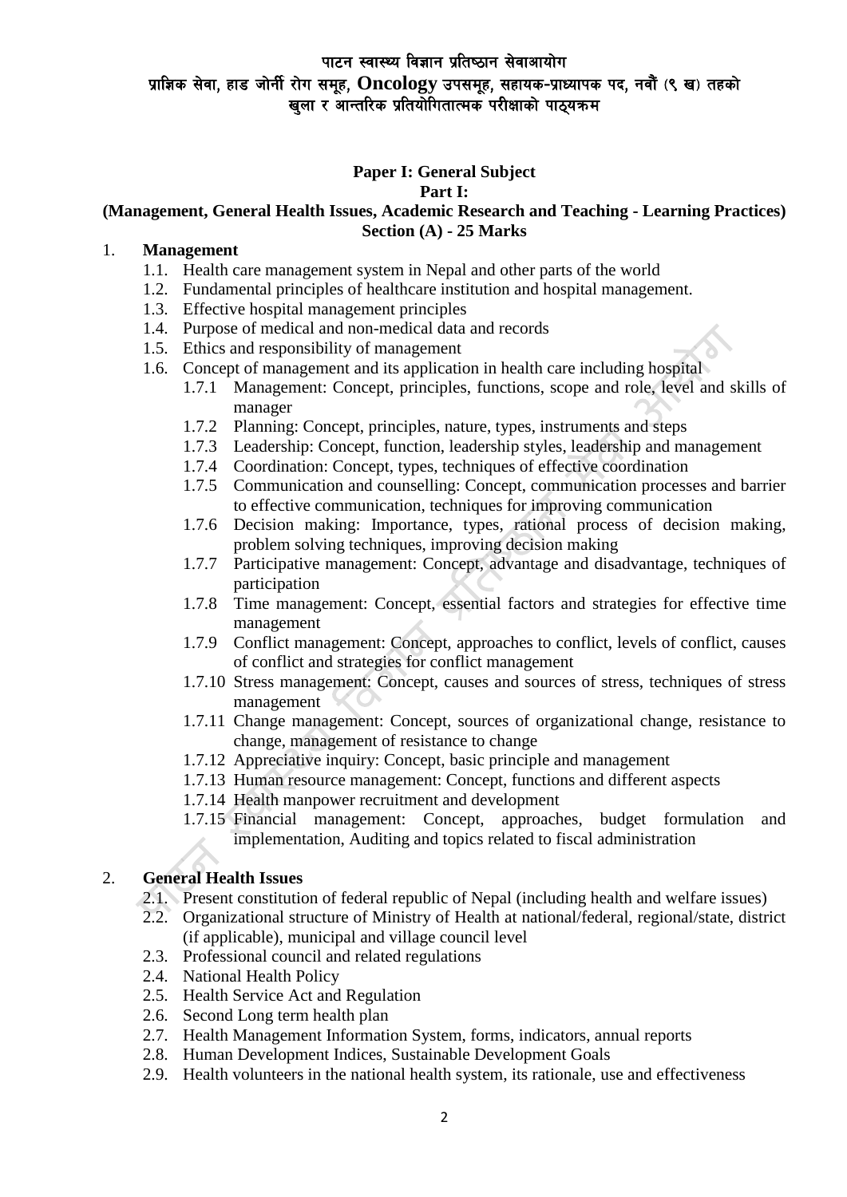# पाटन स्वास्थ्य विज्ञान प्रतिष्ठान सेवाआयोग
## प्राज्ञिक सेवा, हाड जोर्नी रोग समूह, Oncology उपसमूह, सहायक-प्राध्यापक पद, नवौं (९ ख) तहको खुला र आन्तरिक प्रतियोगितात्मक परीक्षाको पाठ्यक्रम

**Paper I: General Subject**
**Part I:**
**(Management, General Health Issues, Academic Research and Teaching - Learning Practices)**
**Section (A) - 25 Marks**

1. **Management**
   - 1.1. Health care management system in Nepal and other parts of the world
   - 1.2. Fundamental principles of healthcare institution and hospital management.
   - 1.3. Effective hospital management principles
   - 1.4. Purpose of medical and non-medical data and records
   - 1.5. Ethics and responsibility of management
   - 1.6. Concept of management and its application in health care including hospital
     - 1.7.1 Management: Concept, principles, functions, scope and role, level and skills of manager
     - 1.7.2 Planning: Concept, principles, nature, types, instruments and steps
     - 1.7.3 Leadership: Concept, function, leadership styles, leadership and management
     - 1.7.4 Coordination: Concept, types, techniques of effective coordination
     - 1.7.5 Communication and counselling: Concept, communication processes and barrier to effective communication, techniques for improving communication
     - 1.7.6 Decision making: Importance, types, rational process of decision making, problem solving techniques, improving decision making
     - 1.7.7 Participative management: Concept, advantage and disadvantage, techniques of participation
     - 1.7.8 Time management: Concept, essential factors and strategies for effective time management
     - 1.7.9 Conflict management: Concept, approaches to conflict, levels of conflict, causes of conflict and strategies for conflict management
     - 1.7.10 Stress management: Concept, causes and sources of stress, techniques of stress management
     - 1.7.11 Change management: Concept, sources of organizational change, resistance to change, management of resistance to change
     - 1.7.12 Appreciative inquiry: Concept, basic principle and management
     - 1.7.13 Human resource management: Concept, functions and different aspects
     - 1.7.14 Health manpower recruitment and development
     - 1.7.15 Financial management: Concept, approaches, budget formulation and implementation, Auditing and topics related to fiscal administration

2. **General Health Issues**
   - 2.1. Present constitution of federal republic of Nepal (including health and welfare issues)
   - 2.2. Organizational structure of Ministry of Health at national/federal, regional/state, district (if applicable), municipal and village council level
   - 2.3. Professional council and related regulations
   - 2.4. National Health Policy
   - 2.5. Health Service Act and Regulation
   - 2.6. Second Long term health plan
   - 2.7. Health Management Information System, forms, indicators, annual reports
   - 2.8. Human Development Indices, Sustainable Development Goals
   - 2.9. Health volunteers in the national health system, its rationale, use and effectiveness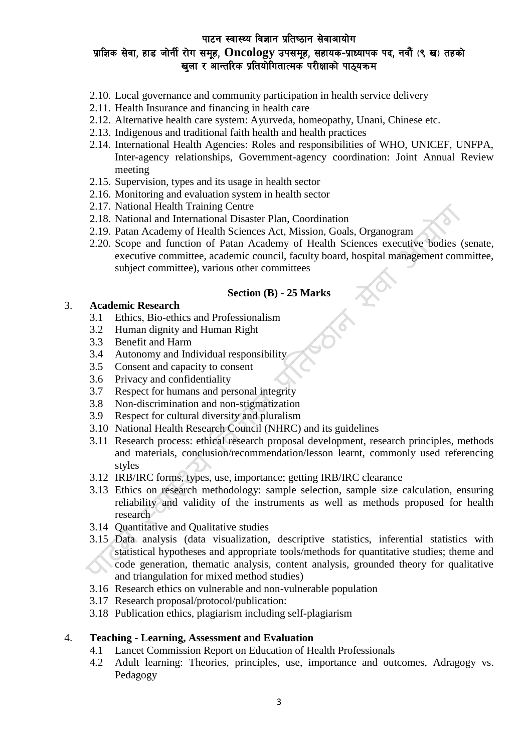2.10. Local governance and community participation in health service delivery
2.11. Health Insurance and financing in health care
2.12. Alternative health care system: Ayurveda, homeopathy, Unani, Chinese etc.
2.13. Indigenous and traditional faith health and health practices
2.14. International Health Agencies: Roles and responsibilities of WHO, UNICEF, UNFPA, Inter-agency relationships, Government-agency coordination: Joint Annual Review meeting
2.15. Supervision, types and its usage in health sector
2.16. Monitoring and evaluation system in health sector
2.17. National Health Training Centre
2.18. National and International Disaster Plan, Coordination
2.19. Patan Academy of Health Sciences Act, Mission, Goals, Organogram
2.20. Scope and function of Patan Academy of Health Sciences executive bodies (senate, executive committee, academic council, faculty board, hospital management committee, subject committee), various other committees

**Section (B) - 25 Marks**

3. **Academic Research**
   3.1 Ethics, Bio-ethics and Professionalism
   3.2 Human dignity and Human Right
   3.3 Benefit and Harm
   3.4 Autonomy and Individual responsibility
   3.5 Consent and capacity to consent
   3.6 Privacy and confidentiality
   3.7 Respect for humans and personal integrity
   3.8 Non-discrimination and non-stigmatization
   3.9 Respect for cultural diversity and pluralism
   3.10 National Health Research Council (NHRC) and its guidelines
   3.11 Research process: ethical research proposal development, research principles, methods and materials, conclusion/recommendation/lesson learnt, commonly used referencing styles
   3.12 IRB/IRC forms, types, use, importance; getting IRB/IRC clearance
   3.13 Ethics on research methodology: sample selection, sample size calculation, ensuring reliability and validity of the instruments as well as methods proposed for health research
   3.14 Quantitative and Qualitative studies
   3.15 Data analysis (data visualization, descriptive statistics, inferential statistics with statistical hypotheses and appropriate tools/methods for quantitative studies; theme and code generation, thematic analysis, content analysis, grounded theory for qualitative and triangulation for mixed method studies)
   3.16 Research ethics on vulnerable and non-vulnerable population
   3.17 Research proposal/protocol/publication:
   3.18 Publication ethics, plagiarism including self-plagiarism

4. **Teaching - Learning, Assessment and Evaluation**
   4.1 Lancet Commission Report on Education of Health Professionals
   4.2 Adult learning: Theories, principles, use, importance and outcomes, Adragogy vs. Pedagogy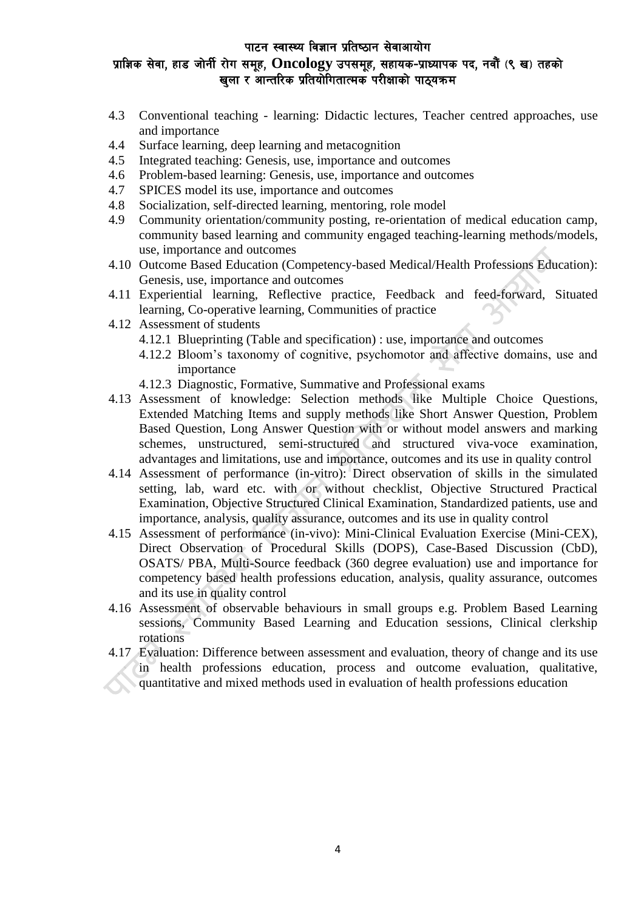- 4.3 Conventional teaching - learning: Didactic lectures, Teacher centred approaches, use and importance
- 4.4 Surface learning, deep learning and metacognition
- 4.5 Integrated teaching: Genesis, use, importance and outcomes
- 4.6 Problem-based learning: Genesis, use, importance and outcomes
- 4.7 SPICES model its use, importance and outcomes
- 4.8 Socialization, self-directed learning, mentoring, role model
- 4.9 Community orientation/community posting, re-orientation of medical education camp, community based learning and community engaged teaching-learning methods/models, use, importance and outcomes
- 4.10 Outcome Based Education (Competency-based Medical/Health Professions Education): Genesis, use, importance and outcomes
- 4.11 Experiential learning, Reflective practice, Feedback and feed-forward, Situated learning, Co-operative learning, Communities of practice
- 4.12 Assessment of students
  - 4.12.1 Blueprinting (Table and specification) : use, importance and outcomes
  - 4.12.2 Bloom's taxonomy of cognitive, psychomotor and affective domains, use and importance
  - 4.12.3 Diagnostic, Formative, Summative and Professional exams
- 4.13 Assessment of knowledge: Selection methods like Multiple Choice Questions, Extended Matching Items and supply methods like Short Answer Question, Problem Based Question, Long Answer Question with or without model answers and marking schemes, unstructured, semi-structured and structured viva-voce examination, advantages and limitations, use and importance, outcomes and its use in quality control
- 4.14 Assessment of performance (in-vitro): Direct observation of skills in the simulated setting, lab, ward etc. with or without checklist, Objective Structured Practical Examination, Objective Structured Clinical Examination, Standardized patients, use and importance, analysis, quality assurance, outcomes and its use in quality control
- 4.15 Assessment of performance (in-vivo): Mini-Clinical Evaluation Exercise (Mini-CEX), Direct Observation of Procedural Skills (DOPS), Case-Based Discussion (CbD), OSATS/ PBA, Multi-Source feedback (360 degree evaluation) use and importance for competency based health professions education, analysis, quality assurance, outcomes and its use in quality control
- 4.16 Assessment of observable behaviours in small groups e.g. Problem Based Learning sessions, Community Based Learning and Education sessions, Clinical clerkship rotations
- 4.17 Evaluation: Difference between assessment and evaluation, theory of change and its use in health professions education, process and outcome evaluation, qualitative, quantitative and mixed methods used in evaluation of health professions education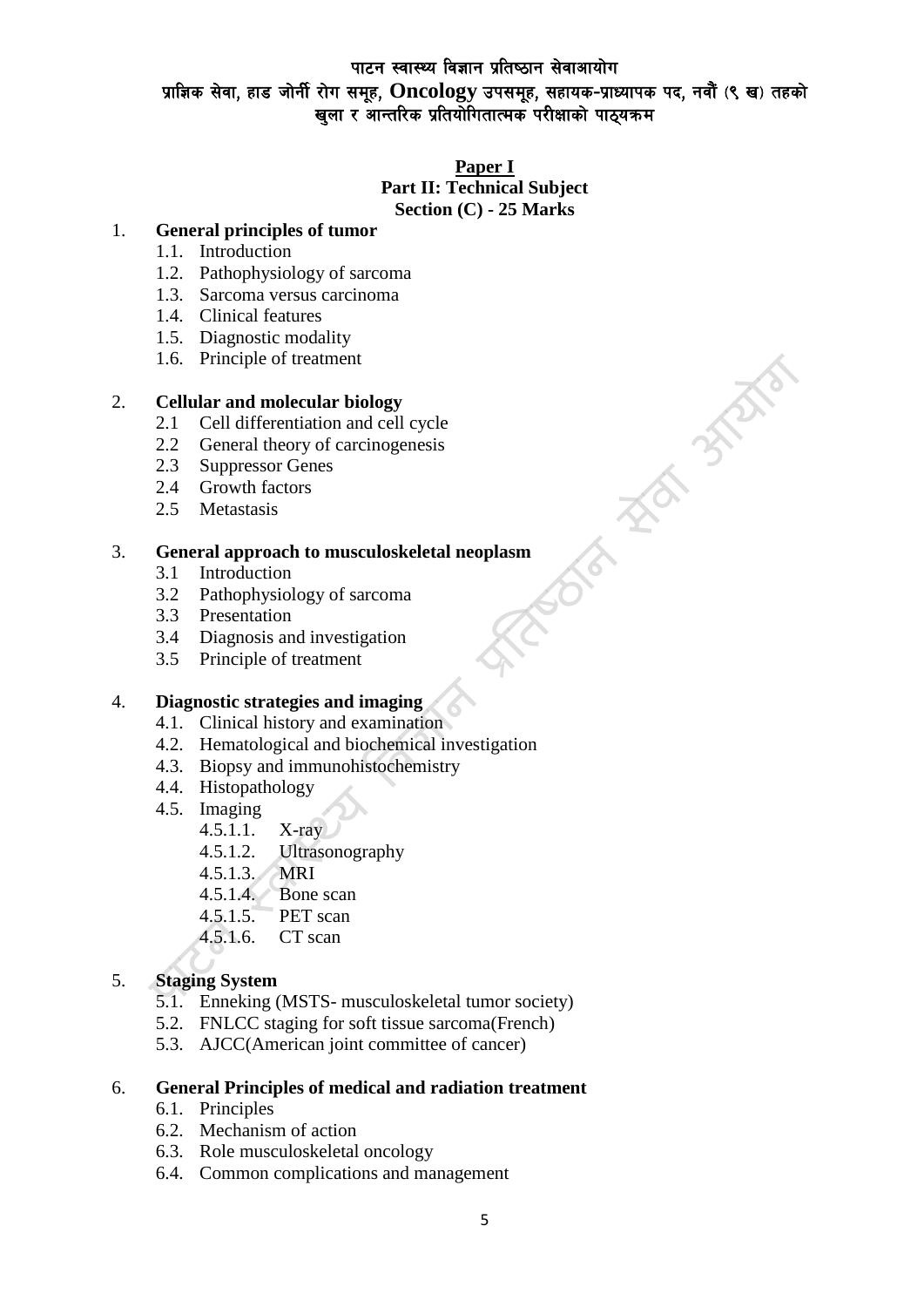पाटन स्वास्थ्य विज्ञान प्रतिष्ठान सेवाआयोग
प्राज्ञिक सेवा, हाड जोर्नी रोग समूह, **Oncology** उपसमूह, सहायक-प्राध्यापक पद, नवौं (९ ख) तहको
खुला र आन्तरिक प्रतियोगितात्मक परीक्षाको पाठ्यक्रम

**Paper I**
**Part II: Technical Subject**
**Section (C) - 25 Marks**

1. **General principles of tumor**
   - 1.1. Introduction
   - 1.2. Pathophysiology of sarcoma
   - 1.3. Sarcoma versus carcinoma
   - 1.4. Clinical features
   - 1.5. Diagnostic modality
   - 1.6. Principle of treatment

2. **Cellular and molecular biology**
   - 2.1 Cell differentiation and cell cycle
   - 2.2 General theory of carcinogenesis
   - 2.3 Suppressor Genes
   - 2.4 Growth factors
   - 2.5 Metastasis

3. **General approach to musculoskeletal neoplasm**
   - 3.1 Introduction
   - 3.2 Pathophysiology of sarcoma
   - 3.3 Presentation
   - 3.4 Diagnosis and investigation
   - 3.5 Principle of treatment

4. **Diagnostic strategies and imaging**
   - 4.1. Clinical history and examination
   - 4.2. Hematological and biochemical investigation
   - 4.3. Biopsy and immunohistochemistry
   - 4.4. Histopathology
   - 4.5. Imaging
     - 4.5.1.1. X-ray
     - 4.5.1.2. Ultrasonography
     - 4.5.1.3. MRI
     - 4.5.1.4. Bone scan
     - 4.5.1.5. PET scan
     - 4.5.1.6. CT scan

5. **Staging System**
   - 5.1. Enneking (MSTS- musculoskeletal tumor society)
   - 5.2. FNLCC staging for soft tissue sarcoma(French)
   - 5.3. AJCC(American joint committee of cancer)

6. **General Principles of medical and radiation treatment**
   - 6.1. Principles
   - 6.2. Mechanism of action
   - 6.3. Role musculoskeletal oncology
   - 6.4. Common complications and management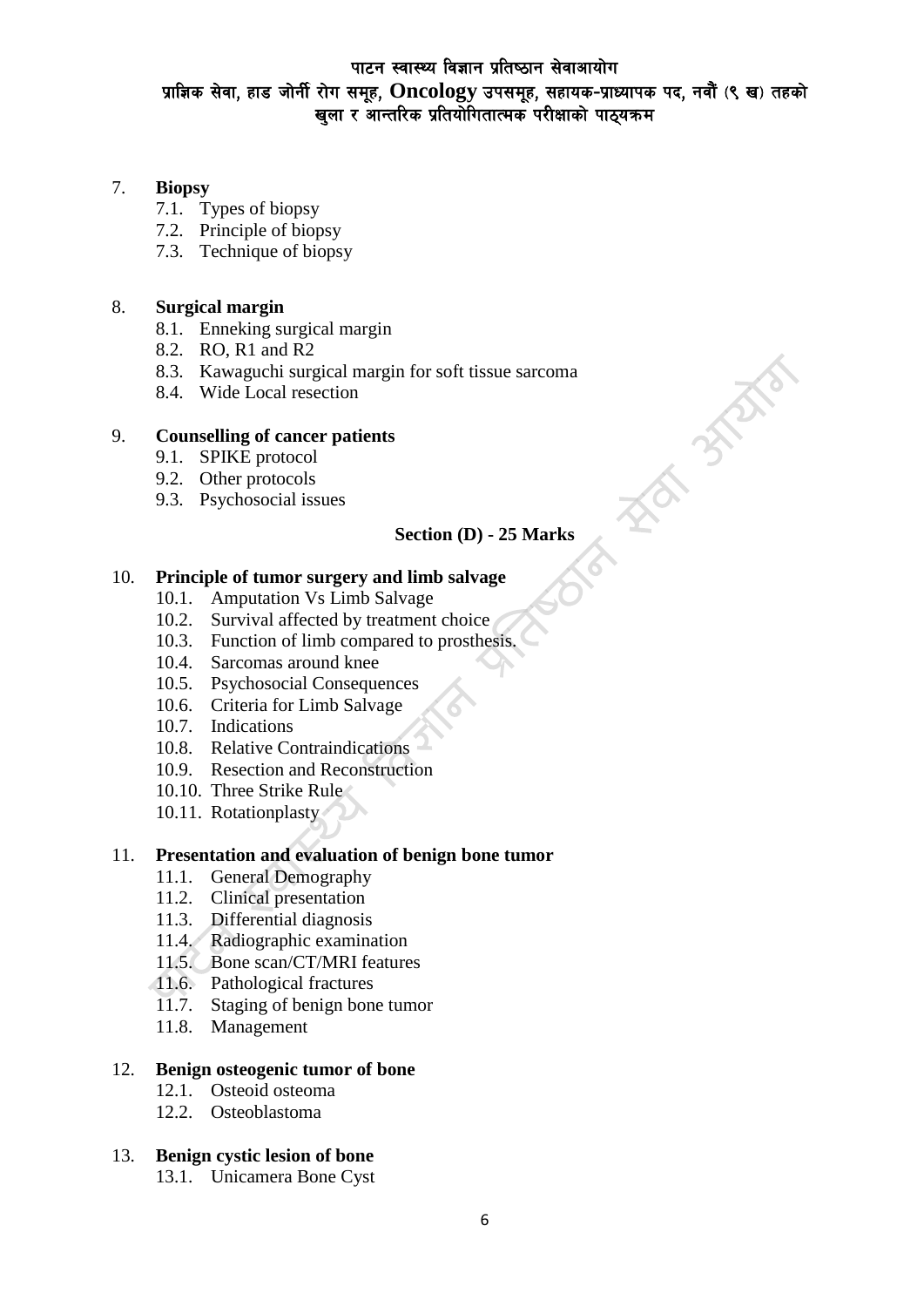7. **Biopsy**
    - 7.1. Types of biopsy
    - 7.2. Principle of biopsy
    - 7.3. Technique of biopsy

8. **Surgical margin**
    - 8.1. Enneking surgical margin
    - 8.2. RO, R1 and R2
    - 8.3. Kawaguchi surgical margin for soft tissue sarcoma
    - 8.4. Wide Local resection

9. **Counselling of cancer patients**
    - 9.1. SPIKE protocol
    - 9.2. Other protocols
    - 9.3. Psychosocial issues

## Section (D) - 25 Marks

10. **Principle of tumor surgery and limb salvage**
    - 10.1. Amputation Vs Limb Salvage
    - 10.2. Survival affected by treatment choice
    - 10.3. Function of limb compared to prosthesis.
    - 10.4. Sarcomas around knee
    - 10.5. Psychosocial Consequences
    - 10.6. Criteria for Limb Salvage
    - 10.7. Indications
    - 10.8. Relative Contraindications
    - 10.9. Resection and Reconstruction
    - 10.10. Three Strike Rule
    - 10.11. Rotationplasty

11. **Presentation and evaluation of benign bone tumor**
    - 11.1. General Demography
    - 11.2. Clinical presentation
    - 11.3. Differential diagnosis
    - 11.4. Radiographic examination
    - 11.5. Bone scan/CT/MRI features
    - 11.6. Pathological fractures
    - 11.7. Staging of benign bone tumor
    - 11.8. Management

12. **Benign osteogenic tumor of bone**
    - 12.1. Osteoid osteoma
    - 12.2. Osteoblastoma

13. **Benign cystic lesion of bone**
    - 13.1. Unicamera Bone Cyst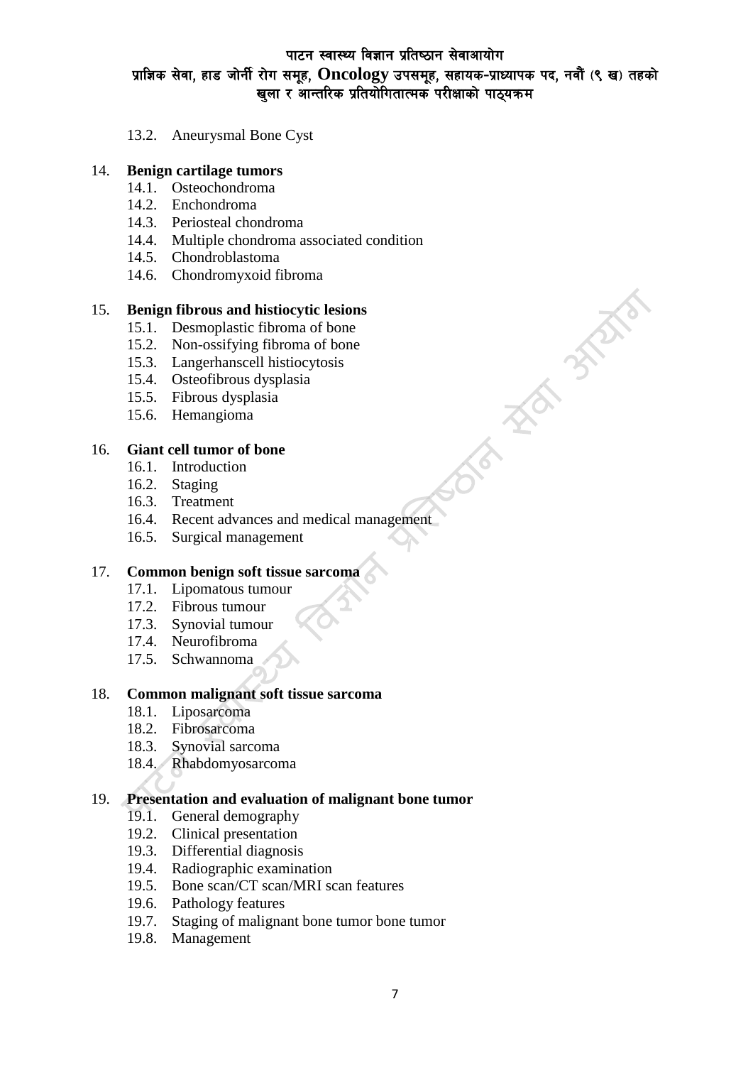13.2. Aneurysmal Bone Cyst

14. **Benign cartilage tumors**
    - 14.1. Osteochondroma
    - 14.2. Enchondroma
    - 14.3. Periosteal chondroma
    - 14.4. Multiple chondroma associated condition
    - 14.5. Chondroblastoma
    - 14.6. Chondromyxoid fibroma

15. **Benign fibrous and histiocytic lesions**
    - 15.1. Desmoplastic fibroma of bone
    - 15.2. Non-ossifying fibroma of bone
    - 15.3. Langerhanscell histiocytosis
    - 15.4. Osteofibrous dysplasia
    - 15.5. Fibrous dysplasia
    - 15.6. Hemangioma

16. **Giant cell tumor of bone**
    - 16.1. Introduction
    - 16.2. Staging
    - 16.3. Treatment
    - 16.4. Recent advances and medical management
    - 16.5. Surgical management

17. **Common benign soft tissue sarcoma**
    - 17.1. Lipomatous tumour
    - 17.2. Fibrous tumour
    - 17.3. Synovial tumour
    - 17.4. Neurofibroma
    - 17.5. Schwannoma

18. **Common malignant soft tissue sarcoma**
    - 18.1. Liposarcoma
    - 18.2. Fibrosarcoma
    - 18.3. Synovial sarcoma
    - 18.4. Rhabdomyosarcoma

19. **Presentation and evaluation of malignant bone tumor**
    - 19.1. General demography
    - 19.2. Clinical presentation
    - 19.3. Differential diagnosis
    - 19.4. Radiographic examination
    - 19.5. Bone scan/CT scan/MRI scan features
    - 19.6. Pathology features
    - 19.7. Staging of malignant bone tumor bone tumor
    - 19.8. Management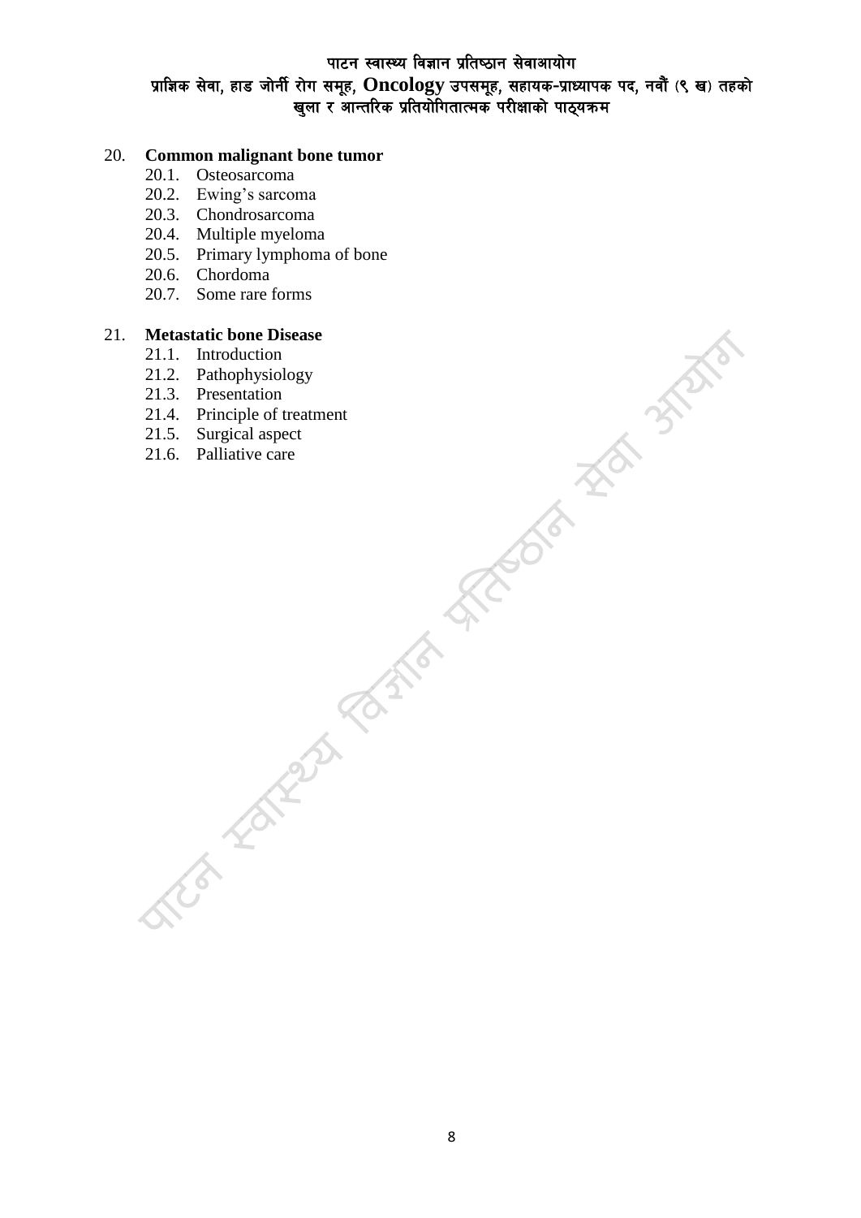20. **Common malignant bone tumor**
    - 20.1. Osteosarcoma
    - 20.2. Ewing's sarcoma
    - 20.3. Chondrosarcoma
    - 20.4. Multiple myeloma
    - 20.5. Primary lymphoma of bone
    - 20.6. Chordoma
    - 20.7. Some rare forms

21. **Metastatic bone Disease**
    - 21.1. Introduction
    - 21.2. Pathophysiology
    - 21.3. Presentation
    - 21.4. Principle of treatment
    - 21.5. Surgical aspect
    - 21.6. Palliative care